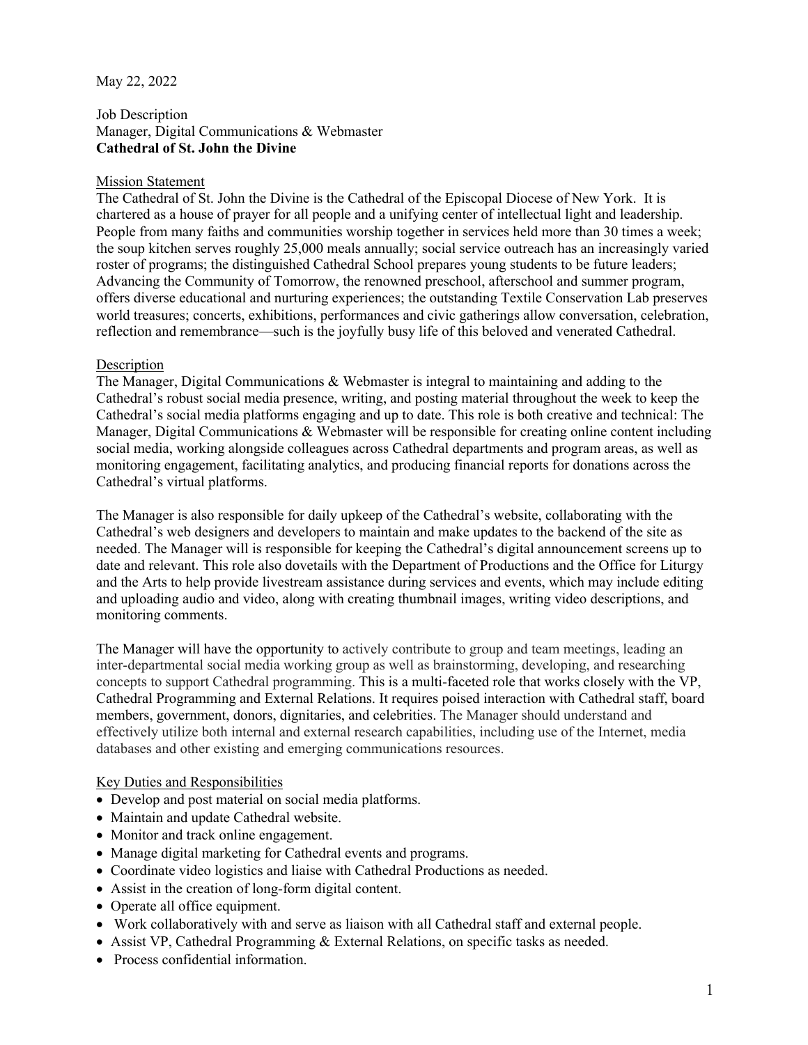May 22, 2022

Job Description
Manager, Digital Communications & Webmaster
**Cathedral of St. John the Divine**

## Mission Statement

The Cathedral of St. John the Divine is the Cathedral of the Episcopal Diocese of New York. It is chartered as a house of prayer for all people and a unifying center of intellectual light and leadership. People from many faiths and communities worship together in services held more than 30 times a week; the soup kitchen serves roughly 25,000 meals annually; social service outreach has an increasingly varied roster of programs; the distinguished Cathedral School prepares young students to be future leaders; Advancing the Community of Tomorrow, the renowned preschool, afterschool and summer program, offers diverse educational and nurturing experiences; the outstanding Textile Conservation Lab preserves world treasures; concerts, exhibitions, performances and civic gatherings allow conversation, celebration, reflection and remembrance—such is the joyfully busy life of this beloved and venerated Cathedral.

## Description

The Manager, Digital Communications & Webmaster is integral to maintaining and adding to the Cathedral's robust social media presence, writing, and posting material throughout the week to keep the Cathedral's social media platforms engaging and up to date. This role is both creative and technical: The Manager, Digital Communications & Webmaster will be responsible for creating online content including social media, working alongside colleagues across Cathedral departments and program areas, as well as monitoring engagement, facilitating analytics, and producing financial reports for donations across the Cathedral's virtual platforms.

The Manager is also responsible for daily upkeep of the Cathedral's website, collaborating with the Cathedral's web designers and developers to maintain and make updates to the backend of the site as needed. The Manager will is responsible for keeping the Cathedral's digital announcement screens up to date and relevant. This role also dovetails with the Department of Productions and the Office for Liturgy and the Arts to help provide livestream assistance during services and events, which may include editing and uploading audio and video, along with creating thumbnail images, writing video descriptions, and monitoring comments.

The Manager will have the opportunity to actively contribute to group and team meetings, leading an inter-departmental social media working group as well as brainstorming, developing, and researching concepts to support Cathedral programming. This is a multi-faceted role that works closely with the VP, Cathedral Programming and External Relations. It requires poised interaction with Cathedral staff, board members, government, donors, dignitaries, and celebrities. The Manager should understand and effectively utilize both internal and external research capabilities, including use of the Internet, media databases and other existing and emerging communications resources.

## Key Duties and Responsibilities

- Develop and post material on social media platforms.
- Maintain and update Cathedral website.
- Monitor and track online engagement.
- Manage digital marketing for Cathedral events and programs.
- Coordinate video logistics and liaise with Cathedral Productions as needed.
- Assist in the creation of long-form digital content.
- Operate all office equipment.
- Work collaboratively with and serve as liaison with all Cathedral staff and external people.
- Assist VP, Cathedral Programming & External Relations, on specific tasks as needed.
- Process confidential information.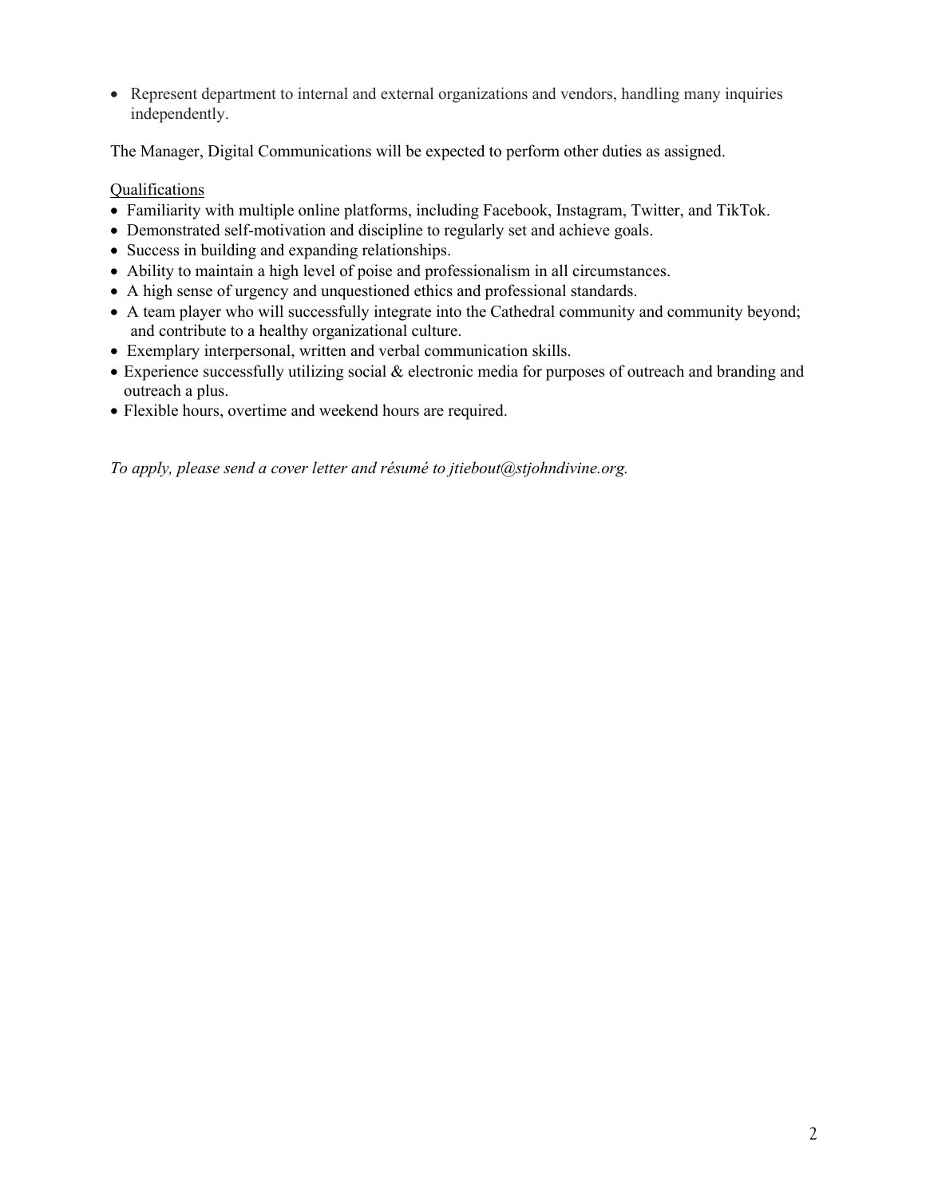- Represent department to internal and external organizations and vendors, handling many inquiries independently.

The Manager, Digital Communications will be expected to perform other duties as assigned.

<u>Qualifications</u>

- Familiarity with multiple online platforms, including Facebook, Instagram, Twitter, and TikTok.
- Demonstrated self-motivation and discipline to regularly set and achieve goals.
- Success in building and expanding relationships.
- Ability to maintain a high level of poise and professionalism in all circumstances.
- A high sense of urgency and unquestioned ethics and professional standards.
- A team player who will successfully integrate into the Cathedral community and community beyond; and contribute to a healthy organizational culture.
- Exemplary interpersonal, written and verbal communication skills.
- Experience successfully utilizing social & electronic media for purposes of outreach and branding and outreach a plus.
- Flexible hours, overtime and weekend hours are required.

*To apply, please send a cover letter and résumé to jtiebout@stjohndivine.org.*